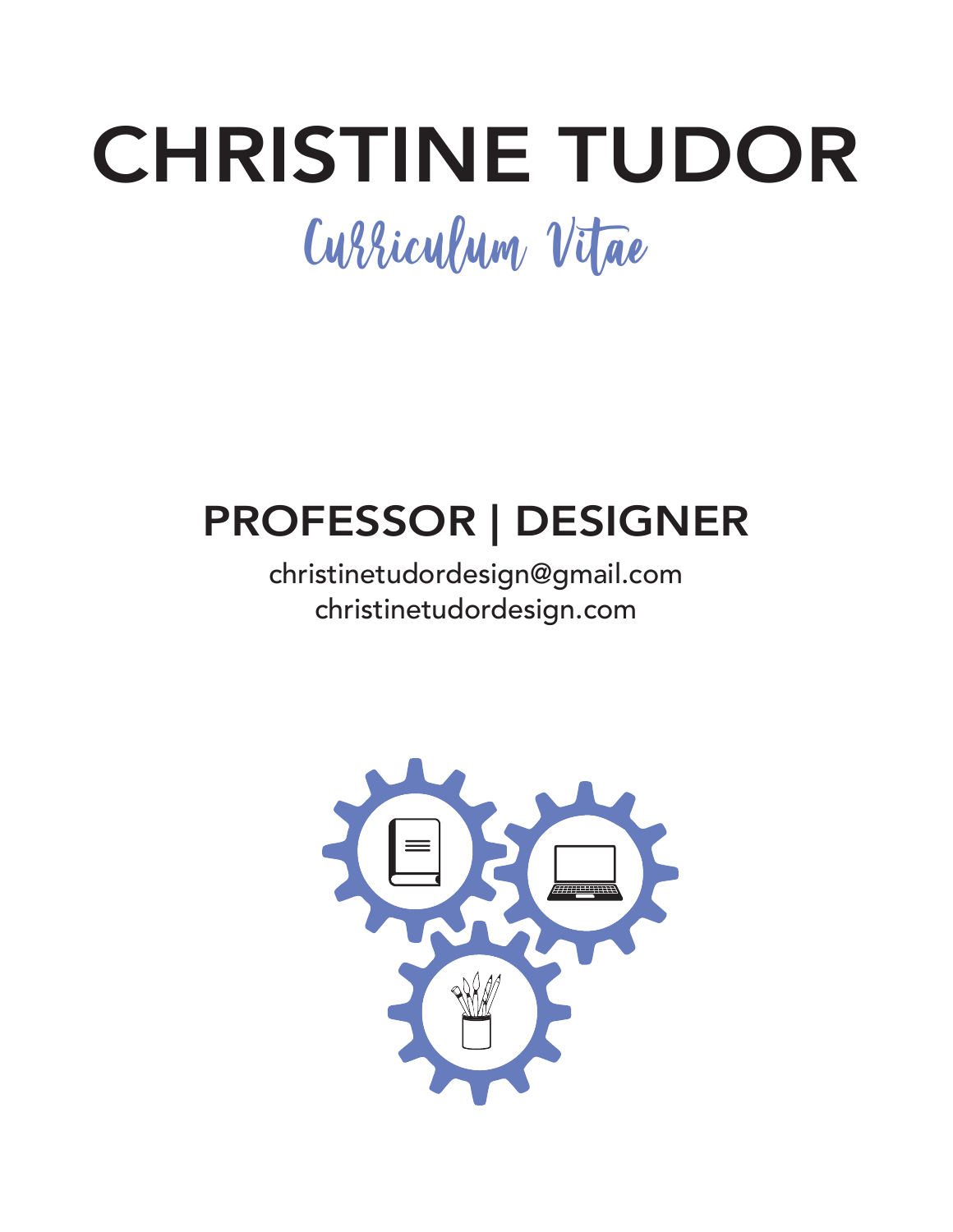# CHRISTINE TUDOR

*Curriculum Vitae*

## PROFESSOR | DESIGNER

christinetudordesign@gmail.com
christinetudordesign.com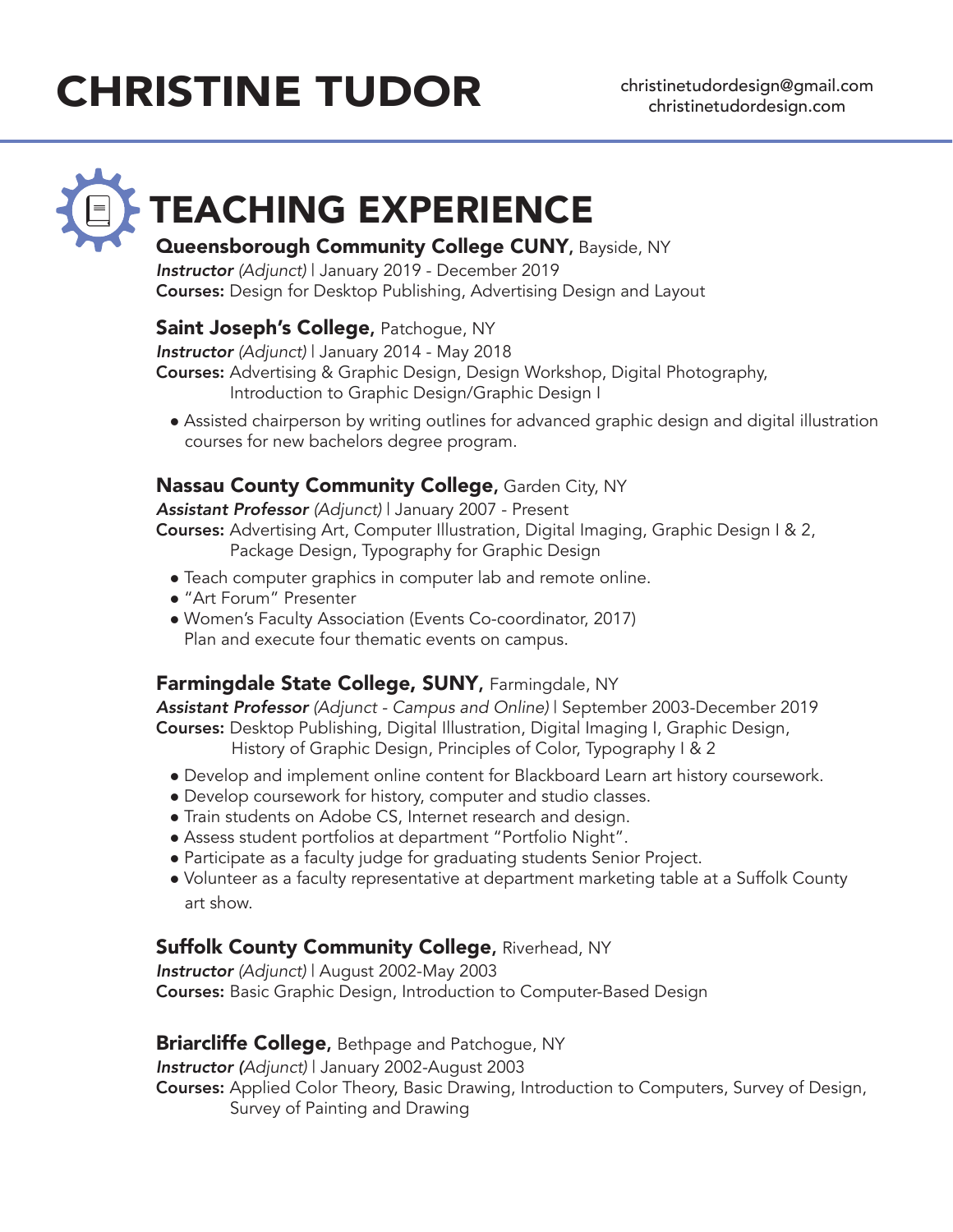# CHRISTINE TUDOR

christinetudordesign@gmail.com
christinetudordesign.com

## TEACHING EXPERIENCE

### Queensborough Community College CUNY, Bayside, NY

***Instructor*** *(Adjunct)* | January 2019 - December 2019
**Courses:** Design for Desktop Publishing, Advertising Design and Layout

### Saint Joseph's College, Patchogue, NY

***Instructor*** *(Adjunct)* | January 2014 - May 2018
**Courses:** Advertising & Graphic Design, Design Workshop, Digital Photography, Introduction to Graphic Design/Graphic Design I

- Assisted chairperson by writing outlines for advanced graphic design and digital illustration courses for new bachelors degree program.

### Nassau County Community College, Garden City, NY

***Assistant Professor*** *(Adjunct)* | January 2007 - Present
**Courses:** Advertising Art, Computer Illustration, Digital Imaging, Graphic Design I & 2, Package Design, Typography for Graphic Design

- Teach computer graphics in computer lab and remote online.
- "Art Forum" Presenter
- Women's Faculty Association (Events Co-coordinator, 2017) Plan and execute four thematic events on campus.

### Farmingdale State College, SUNY, Farmingdale, NY

***Assistant Professor*** *(Adjunct - Campus and Online)* | September 2003-December 2019
**Courses:** Desktop Publishing, Digital Illustration, Digital Imaging I, Graphic Design, History of Graphic Design, Principles of Color, Typography I & 2

- Develop and implement online content for Blackboard Learn art history coursework.
- Develop coursework for history, computer and studio classes.
- Train students on Adobe CS, Internet research and design.
- Assess student portfolios at department "Portfolio Night".
- Participate as a faculty judge for graduating students Senior Project.
- Volunteer as a faculty representative at department marketing table at a Suffolk County art show.

### Suffolk County Community College, Riverhead, NY

***Instructor*** *(Adjunct)* | August 2002-May 2003
**Courses:** Basic Graphic Design, Introduction to Computer-Based Design

### Briarcliffe College, Bethpage and Patchogue, NY

***Instructor*** *(Adjunct)* | January 2002-August 2003
**Courses:** Applied Color Theory, Basic Drawing, Introduction to Computers, Survey of Design, Survey of Painting and Drawing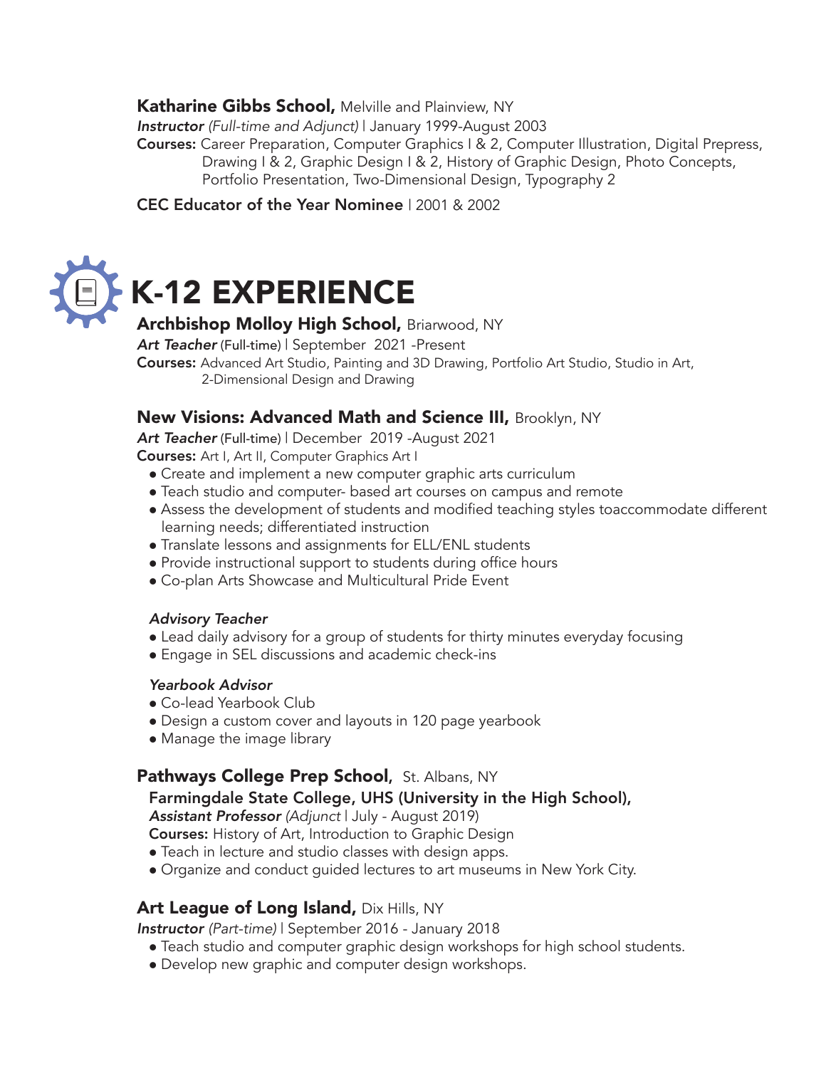**Katharine Gibbs School,** Melville and Plainview, NY
***Instructor*** *(Full-time and Adjunct)* | January 1999-August 2003
**Courses:** Career Preparation, Computer Graphics I & 2, Computer Illustration, Digital Prepress, Drawing I & 2, Graphic Design I & 2, History of Graphic Design, Photo Concepts, Portfolio Presentation, Two-Dimensional Design, Typography 2

**CEC Educator of the Year Nominee** | 2001 & 2002

# K-12 EXPERIENCE

**Archbishop Molloy High School,** Briarwood, NY
***Art Teacher*** (Full-time) | September 2021 -Present
**Courses:** Advanced Art Studio, Painting and 3D Drawing, Portfolio Art Studio, Studio in Art, 2-Dimensional Design and Drawing

**New Visions: Advanced Math and Science III,** Brooklyn, NY
***Art Teacher*** (Full-time) | December 2019 -August 2021
**Courses:** Art I, Art II, Computer Graphics Art I

- Create and implement a new computer graphic arts curriculum
- Teach studio and computer- based art courses on campus and remote
- Assess the development of students and modified teaching styles toaccommodate different learning needs; differentiated instruction
- Translate lessons and assignments for ELL/ENL students
- Provide instructional support to students during office hours
- Co-plan Arts Showcase and Multicultural Pride Event

***Advisory Teacher***

- Lead daily advisory for a group of students for thirty minutes everyday focusing
- Engage in SEL discussions and academic check-ins

***Yearbook Advisor***

- Co-lead Yearbook Club
- Design a custom cover and layouts in 120 page yearbook
- Manage the image library

**Pathways College Prep School,** St. Albans, NY
**Farmingdale State College, UHS (University in the High School),**
***Assistant Professor*** *(Adjunct* | July - August 2019)
**Courses:** History of Art, Introduction to Graphic Design

- Teach in lecture and studio classes with design apps.
- Organize and conduct guided lectures to art museums in New York City.

**Art League of Long Island,** Dix Hills, NY
***Instructor*** *(Part-time)* | September 2016 - January 2018

- Teach studio and computer graphic design workshops for high school students.
- Develop new graphic and computer design workshops.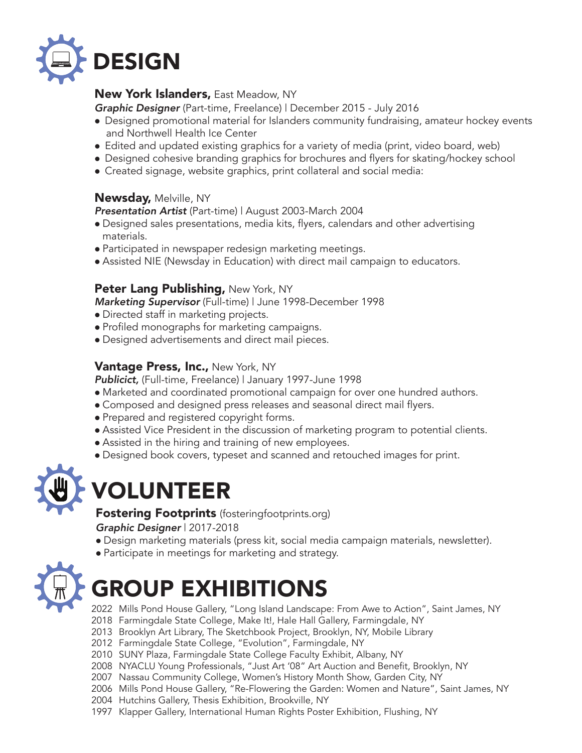# DESIGN

**New York Islanders,** East Meadow, NY
***Graphic Designer*** (Part-time, Freelance) | December 2015 - July 2016

- Designed promotional material for Islanders community fundraising, amateur hockey events and Northwell Health Ice Center
- Edited and updated existing graphics for a variety of media (print, video board, web)
- Designed cohesive branding graphics for brochures and flyers for skating/hockey school
- Created signage, website graphics, print collateral and social media:

**Newsday,** Melville, NY
***Presentation Artist*** (Part-time) | August 2003-March 2004

- Designed sales presentations, media kits, flyers, calendars and other advertising materials.
- Participated in newspaper redesign marketing meetings.
- Assisted NIE (Newsday in Education) with direct mail campaign to educators.

**Peter Lang Publishing,** New York, NY
***Marketing Supervisor*** (Full-time) | June 1998-December 1998

- Directed staff in marketing projects.
- Profiled monographs for marketing campaigns.
- Designed advertisements and direct mail pieces.

**Vantage Press, Inc.,** New York, NY
***Publicict,*** (Full-time, Freelance) | January 1997-June 1998

- Marketed and coordinated promotional campaign for over one hundred authors.
- Composed and designed press releases and seasonal direct mail flyers.
- Prepared and registered copyright forms.
- Assisted Vice President in the discussion of marketing program to potential clients.
- Assisted in the hiring and training of new employees.
- Designed book covers, typeset and scanned and retouched images for print.

# VOLUNTEER

**Fostering Footprints** (fosteringfootprints.org)
***Graphic Designer*** | 2017-2018

- Design marketing materials (press kit, social media campaign materials, newsletter).
- Participate in meetings for marketing and strategy.

# GROUP EXHIBITIONS

2022 Mills Pond House Gallery, "Long Island Landscape: From Awe to Action", Saint James, NY
2018 Farmingdale State College, Make It!, Hale Hall Gallery, Farmingdale, NY
2013 Brooklyn Art Library, The Sketchbook Project, Brooklyn, NY, Mobile Library
2012 Farmingdale State College, "Evolution", Farmingdale, NY
2010 SUNY Plaza, Farmingdale State College Faculty Exhibit, Albany, NY
2008 NYACLU Young Professionals, "Just Art '08" Art Auction and Benefit, Brooklyn, NY
2007 Nassau Community College, Women's History Month Show, Garden City, NY
2006 Mills Pond House Gallery, "Re-Flowering the Garden: Women and Nature", Saint James, NY
2004 Hutchins Gallery, Thesis Exhibition, Brookville, NY
1997 Klapper Gallery, International Human Rights Poster Exhibition, Flushing, NY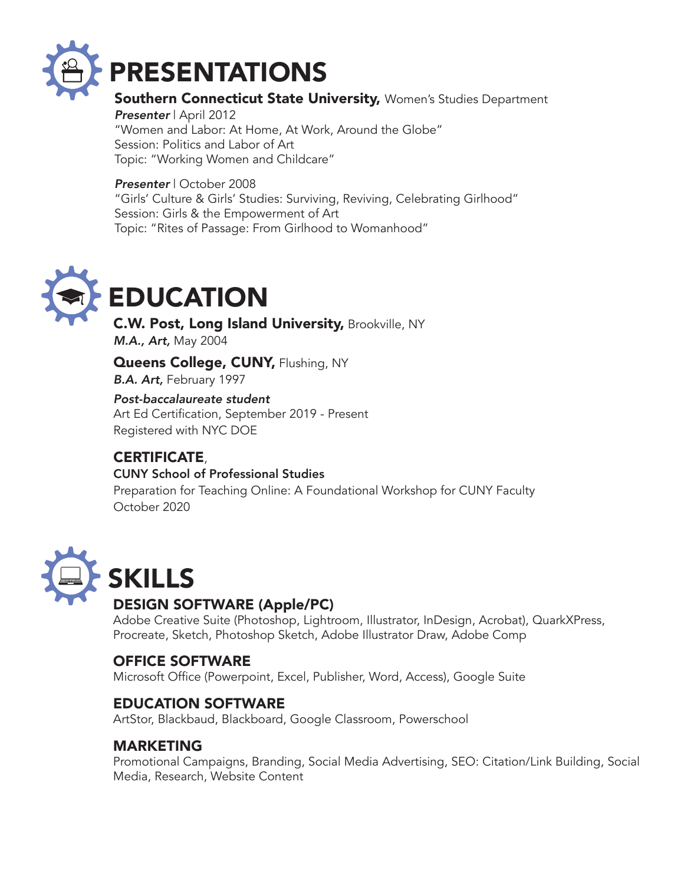# PRESENTATIONS

**Southern Connecticut State University,** Women's Studies Department

***Presenter*** | April 2012
"Women and Labor: At Home, At Work, Around the Globe"
Session: Politics and Labor of Art
Topic: "Working Women and Childcare"

***Presenter*** | October 2008
"Girls' Culture & Girls' Studies: Surviving, Reviving, Celebrating Girlhood"
Session: Girls & the Empowerment of Art
Topic: "Rites of Passage: From Girlhood to Womanhood"

# EDUCATION

**C.W. Post, Long Island University,** Brookville, NY
***M.A., Art,*** May 2004

**Queens College, CUNY,** Flushing, NY
***B.A. Art,*** February 1997

***Post-baccalaureate student***
Art Ed Certification, September 2019 - Present
Registered with NYC DOE

**CERTIFICATE**,
**CUNY School of Professional Studies**
Preparation for Teaching Online: A Foundational Workshop for CUNY Faculty
October 2020

# SKILLS

## DESIGN SOFTWARE (Apple/PC)

Adobe Creative Suite (Photoshop, Lightroom, Illustrator, InDesign, Acrobat), QuarkXPress, Procreate, Sketch, Photoshop Sketch, Adobe Illustrator Draw, Adobe Comp

## OFFICE SOFTWARE

Microsoft Office (Powerpoint, Excel, Publisher, Word, Access), Google Suite

## EDUCATION SOFTWARE

ArtStor, Blackbaud, Blackboard, Google Classroom, Powerschool

## MARKETING

Promotional Campaigns, Branding, Social Media Advertising, SEO: Citation/Link Building, Social Media, Research, Website Content